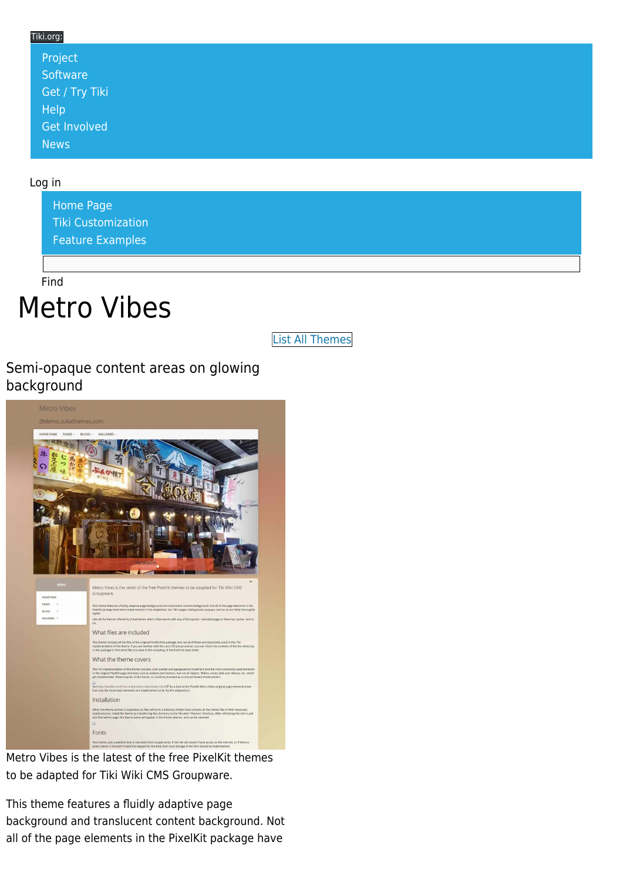Tiki.org:

- Project
- Software
- Get / Try Tiki
- Help
- Get Involved
- News

Log in

- Home Page
- Tiki Customization
- Feature Examples

Find

# Metro Vibes

List All Themes

## Semi-opaque content areas on glowing background

Metro Vibes is the latest of the free PixelKit themes to be adapted for Tiki Wiki CMS Groupware.

This theme features a fluidly adaptive page background and translucent content background. Not all of the page elements in the PixelKit package have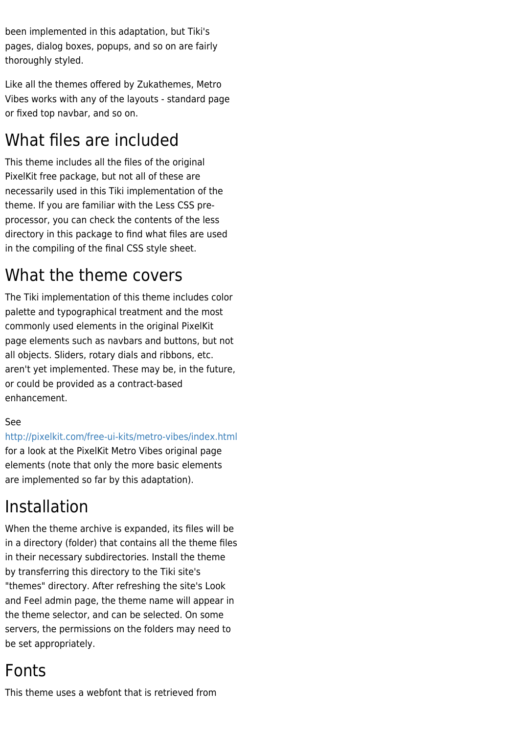been implemented in this adaptation, but Tiki's pages, dialog boxes, popups, and so on are fairly thoroughly styled.

Like all the themes offered by Zukathemes, Metro Vibes works with any of the layouts - standard page or fixed top navbar, and so on.

## What files are included

This theme includes all the files of the original PixelKit free package, but not all of these are necessarily used in this Tiki implementation of the theme. If you are familiar with the Less CSS pre-processor, you can check the contents of the less directory in this package to find what files are used in the compiling of the final CSS style sheet.

## What the theme covers

The Tiki implementation of this theme includes color palette and typographical treatment and the most commonly used elements in the original PixelKit page elements such as navbars and buttons, but not all objects. Sliders, rotary dials and ribbons, etc. aren't yet implemented. These may be, in the future, or could be provided as a contract-based enhancement.

See http://pixelkit.com/free-ui-kits/metro-vibes/index.html for a look at the PixelKit Metro Vibes original page elements (note that only the more basic elements are implemented so far by this adaptation).

## Installation

When the theme archive is expanded, its files will be in a directory (folder) that contains all the theme files in their necessary subdirectories. Install the theme by transferring this directory to the Tiki site's "themes" directory. After refreshing the site's Look and Feel admin page, the theme name will appear in the theme selector, and can be selected. On some servers, the permissions on the folders may need to be set appropriately.

## Fonts

This theme uses a webfont that is retrieved from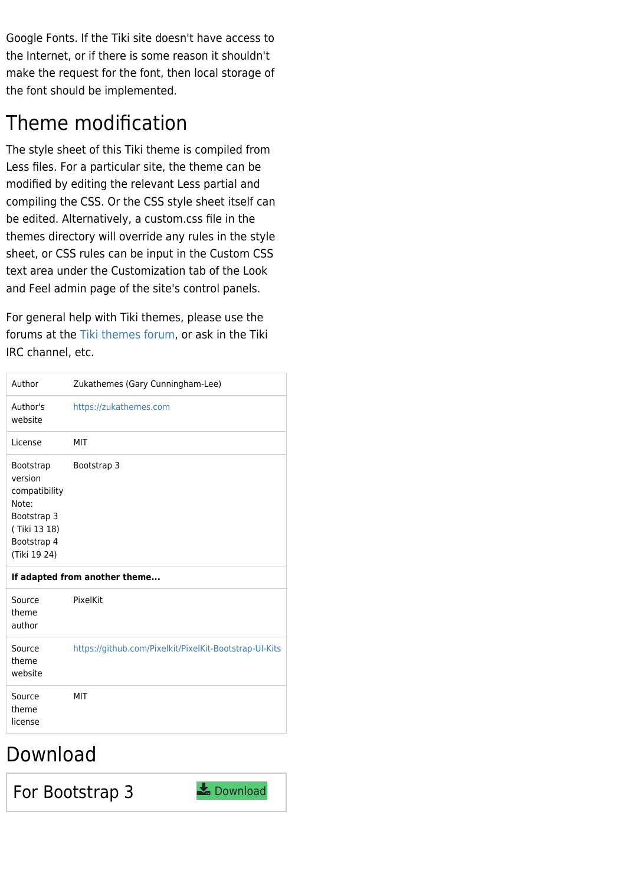Google Fonts. If the Tiki site doesn't have access to the Internet, or if there is some reason it shouldn't make the request for the font, then local storage of the font should be implemented.

## Theme modification

The style sheet of this Tiki theme is compiled from Less files. For a particular site, the theme can be modified by editing the relevant Less partial and compiling the CSS. Or the CSS style sheet itself can be edited. Alternatively, a custom.css file in the themes directory will override any rules in the style sheet, or CSS rules can be input in the Custom CSS text area under the Customization tab of the Look and Feel admin page of the site's control panels.

For general help with Tiki themes, please use the forums at the Tiki themes forum, or ask in the Tiki IRC channel, etc.

| | |
|---|---|
| Author | Zukathemes (Gary Cunningham-Lee) |
| Author's website | https://zukathemes.com |
| License | MIT |
| Bootstrap version compatibility Note: Bootstrap 3 ( Tiki 13 18) Bootstrap 4 (Tiki 19 24) | Bootstrap 3 |
| **If adapted from another theme...** | |
| Source theme author | PixelKit |
| Source theme website | https://github.com/Pixelkit/PixelKit-Bootstrap-UI-Kits |
| Source theme license | MIT |

## Download

| | |
|---|---|
| For Bootstrap 3 | Download |